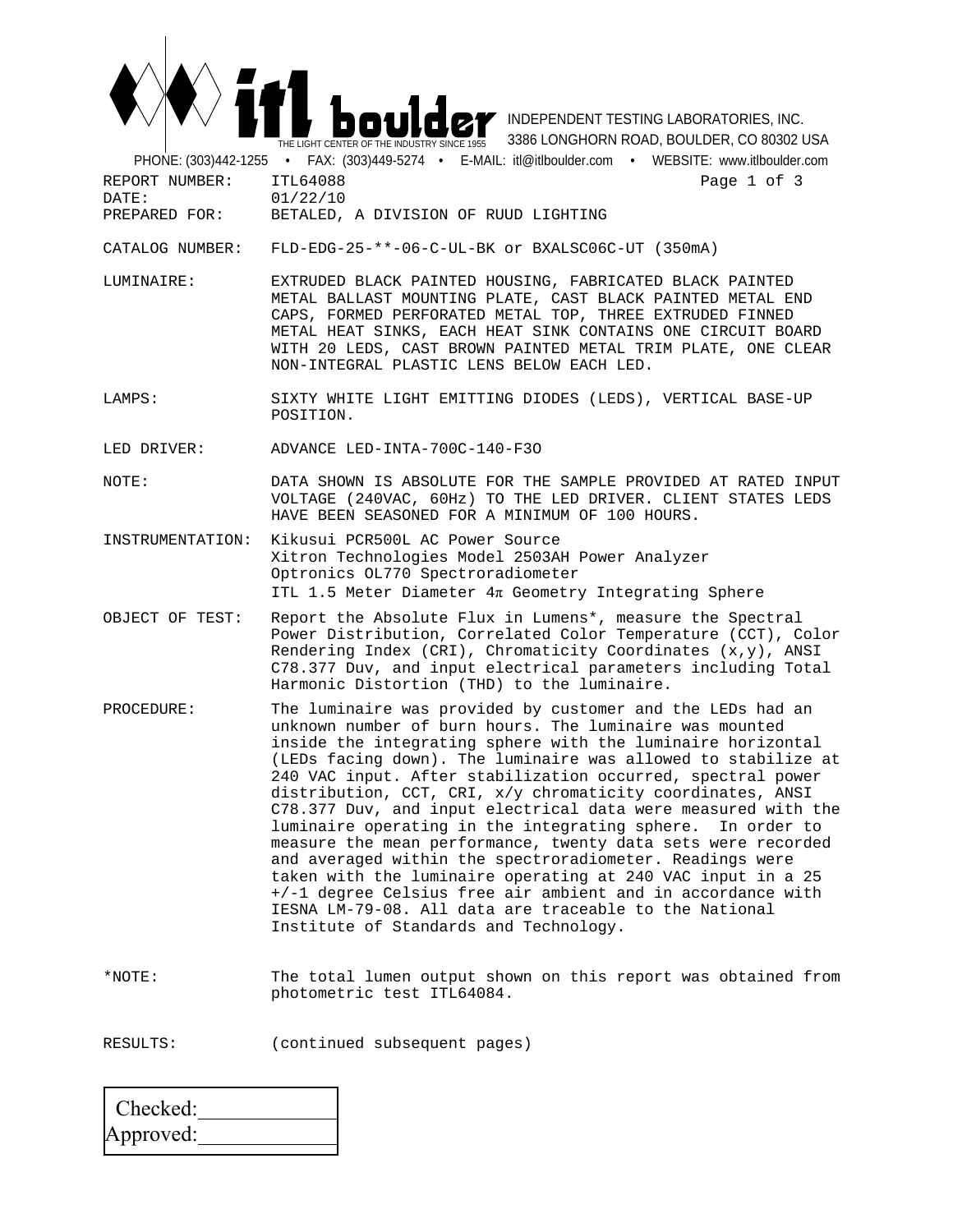# itl boulder

THE LIGHT CENTER OF THE INDUSTRY SINCE 1955

INDEPENDENT TESTING LABORATORIES, INC.
3386 LONGHORN ROAD, BOULDER, CO 80302 USA

PHONE: (303)442-1255 • FAX: (303)449-5274 • E-MAIL: itl@itlboulder.com • WEBSITE: www.itlboulder.com

REPORT NUMBER: ITL64088

DATE: 01/22/10

PREPARED FOR: BETALED, A DIVISION OF RUUD LIGHTING

CATALOG NUMBER: FLD-EDG-25-**-06-C-UL-BK or BXALSC06C-UT (350mA)

LUMINAIRE: EXTRUDED BLACK PAINTED HOUSING, FABRICATED BLACK PAINTED METAL BALLAST MOUNTING PLATE, CAST BLACK PAINTED METAL END CAPS, FORMED PERFORATED METAL TOP, THREE EXTRUDED FINNED METAL HEAT SINKS, EACH HEAT SINK CONTAINS ONE CIRCUIT BOARD WITH 20 LEDS, CAST BROWN PAINTED METAL TRIM PLATE, ONE CLEAR NON-INTEGRAL PLASTIC LENS BELOW EACH LED.

LAMPS: SIXTY WHITE LIGHT EMITTING DIODES (LEDS), VERTICAL BASE-UP POSITION.

LED DRIVER: ADVANCE LED-INTA-700C-140-F3O

NOTE: DATA SHOWN IS ABSOLUTE FOR THE SAMPLE PROVIDED AT RATED INPUT VOLTAGE (240VAC, 60Hz) TO THE LED DRIVER. CLIENT STATES LEDS HAVE BEEN SEASONED FOR A MINIMUM OF 100 HOURS.

INSTRUMENTATION: Kikusui PCR500L AC Power Source
Xitron Technologies Model 2503AH Power Analyzer
Optronics OL770 Spectroradiometer
ITL 1.5 Meter Diameter $4\pi$ Geometry Integrating Sphere

OBJECT OF TEST: Report the Absolute Flux in Lumens*, measure the Spectral Power Distribution, Correlated Color Temperature (CCT), Color Rendering Index (CRI), Chromaticity Coordinates (x,y), ANSI C78.377 Duv, and input electrical parameters including Total Harmonic Distortion (THD) to the luminaire.

PROCEDURE: The luminaire was provided by customer and the LEDs had an unknown number of burn hours. The luminaire was mounted inside the integrating sphere with the luminaire horizontal (LEDs facing down). The luminaire was allowed to stabilize at 240 VAC input. After stabilization occurred, spectral power distribution, CCT, CRI, x/y chromaticity coordinates, ANSI C78.377 Duv, and input electrical data were measured with the luminaire operating in the integrating sphere. In order to measure the mean performance, twenty data sets were recorded and averaged within the spectroradiometer. Readings were taken with the luminaire operating at 240 VAC input in a 25 +/-1 degree Celsius free air ambient and in accordance with IESNA LM-79-08. All data are traceable to the National Institute of Standards and Technology.

*NOTE: The total lumen output shown on this report was obtained from photometric test ITL64084.

RESULTS: (continued subsequent pages)

| Checked: | |
|---|---|
| Approved: | |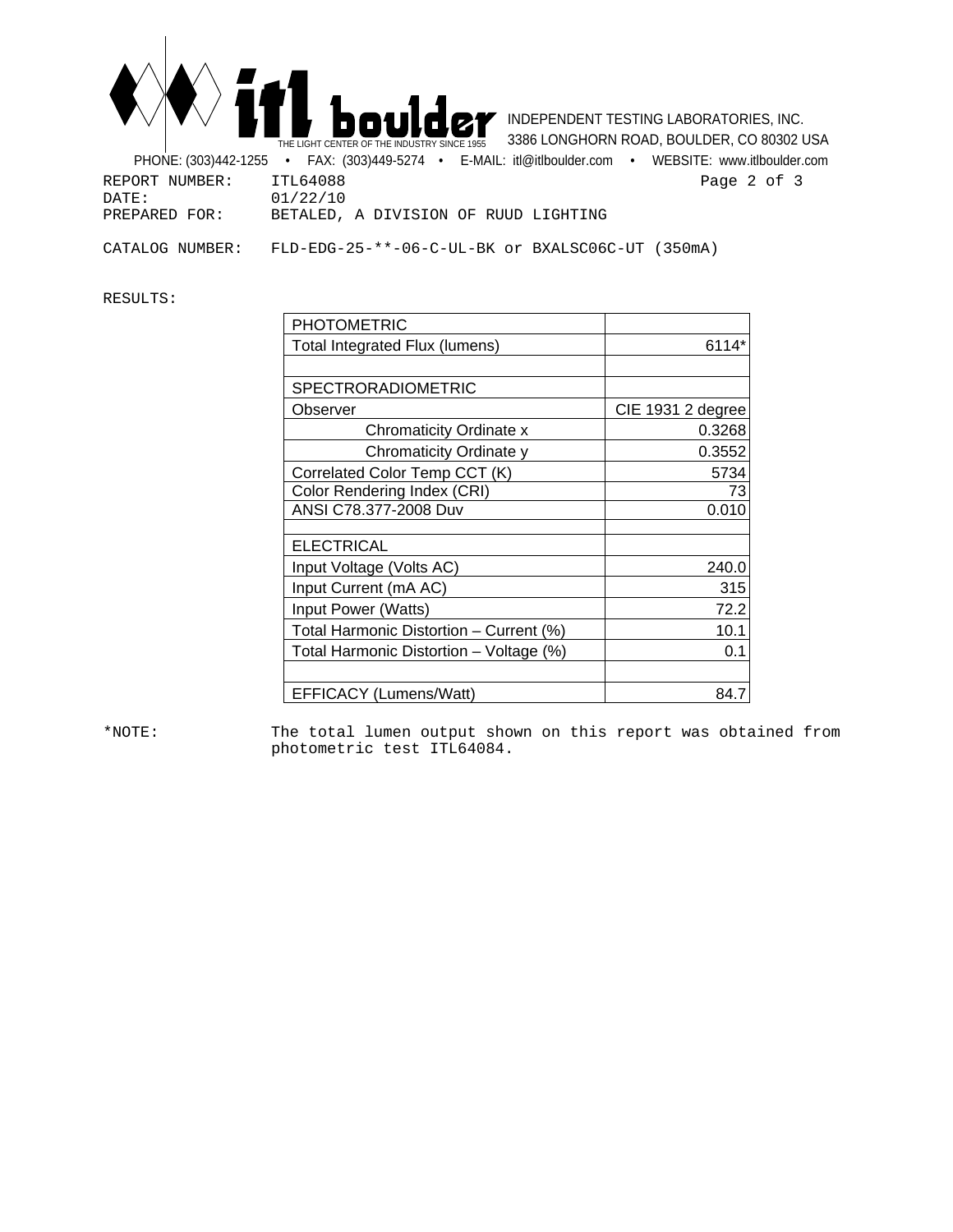INDEPENDENT TESTING LABORATORIES, INC.
3386 LONGHORN ROAD, BOULDER, CO 80302 USA

PHONE: (303)442-1255 • FAX: (303)449-5274 • E-MAIL: itl@itlboulder.com • WEBSITE: www.itlboulder.com

REPORT NUMBER: ITL64088
DATE: 01/22/10
PREPARED FOR: BETALED, A DIVISION OF RUUD LIGHTING

CATALOG NUMBER: FLD-EDG-25-**-06-C-UL-BK or BXALSC06C-UT (350mA)

RESULTS:

| PHOTOMETRIC | |
|---|---|
| Total Integrated Flux (lumens) | 6114* |
| | |
| SPECTRORADIOMETRIC | |
| Observer | CIE 1931 2 degree |
| Chromaticity Ordinate x | 0.3268 |
| Chromaticity Ordinate y | 0.3552 |
| Correlated Color Temp CCT (K) | 5734 |
| Color Rendering Index (CRI) | 73 |
| ANSI C78.377-2008 Duv | 0.010 |
| | |
| ELECTRICAL | |
| Input Voltage (Volts AC) | 240.0 |
| Input Current (mA AC) | 315 |
| Input Power (Watts) | 72.2 |
| Total Harmonic Distortion – Current (%) | 10.1 |
| Total Harmonic Distortion – Voltage (%) | 0.1 |
| | |
| EFFICACY (Lumens/Watt) | 84.7 |

*NOTE: The total lumen output shown on this report was obtained from photometric test ITL64084.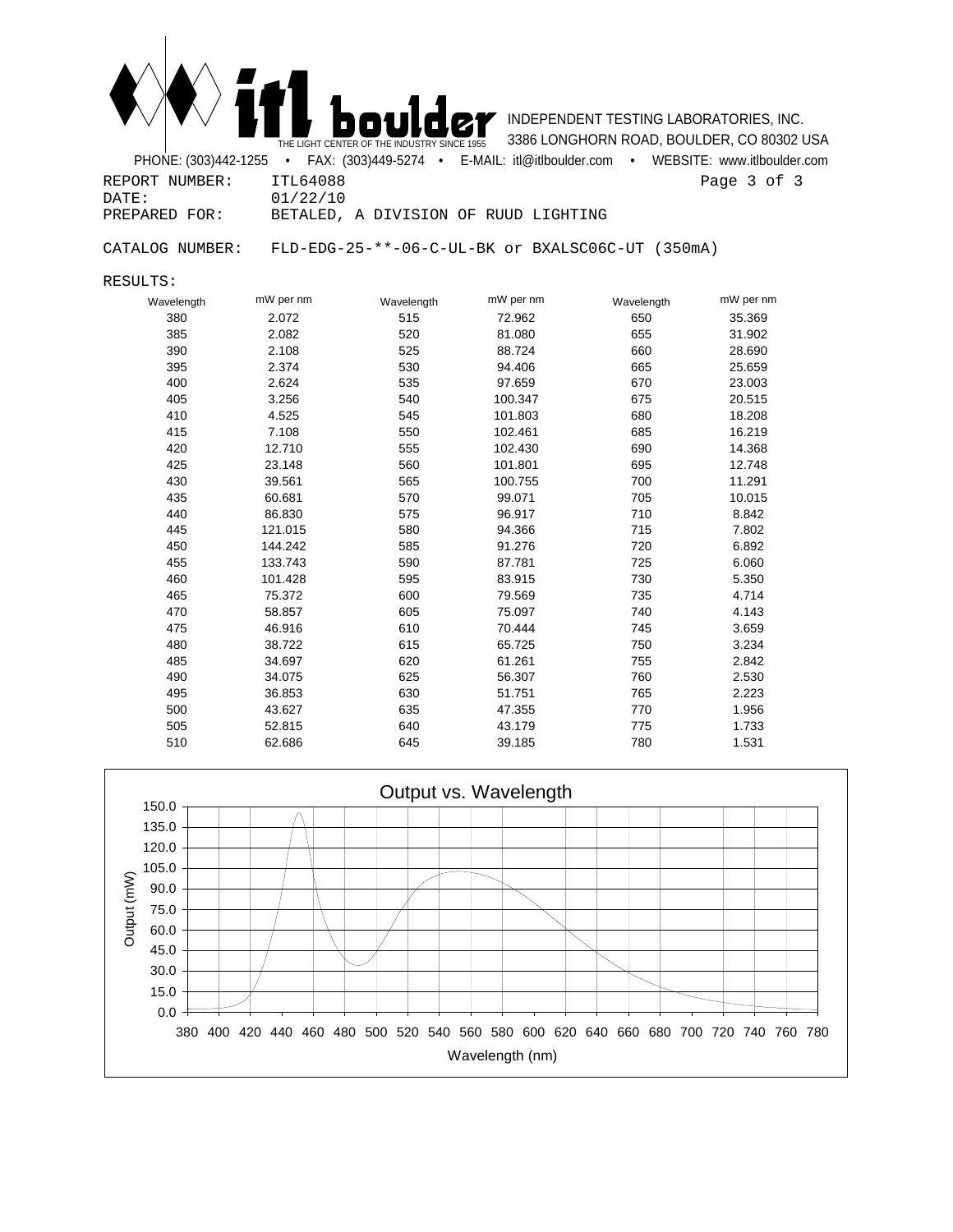INDEPENDENT TESTING LABORATORIES, INC.
3386 LONGHORN ROAD, BOULDER, CO 80302 USA

itl boulder — THE LIGHT CENTER OF THE INDUSTRY SINCE 1955

PHONE: (303)442-1255 • FAX: (303)449-5274 • E-MAIL: itl@itlboulder.com • WEBSITE: www.itlboulder.com

REPORT NUMBER: ITL64088
DATE: 01/22/10
PREPARED FOR: BETALED, A DIVISION OF RUUD LIGHTING

CATALOG NUMBER: FLD-EDG-25-**-06-C-UL-BK or BXALSC06C-UT (350mA)

RESULTS:

| Wavelength | mW per nm | Wavelength | mW per nm | Wavelength | mW per nm |
|---|---|---|---|---|---|
| 380 | 2.072 | 515 | 72.962 | 650 | 35.369 |
| 385 | 2.082 | 520 | 81.080 | 655 | 31.902 |
| 390 | 2.108 | 525 | 88.724 | 660 | 28.690 |
| 395 | 2.374 | 530 | 94.406 | 665 | 25.659 |
| 400 | 2.624 | 535 | 97.659 | 670 | 23.003 |
| 405 | 3.256 | 540 | 100.347 | 675 | 20.515 |
| 410 | 4.525 | 545 | 101.803 | 680 | 18.208 |
| 415 | 7.108 | 550 | 102.461 | 685 | 16.219 |
| 420 | 12.710 | 555 | 102.430 | 690 | 14.368 |
| 425 | 23.148 | 560 | 101.801 | 695 | 12.748 |
| 430 | 39.561 | 565 | 100.755 | 700 | 11.291 |
| 435 | 60.681 | 570 | 99.071 | 705 | 10.015 |
| 440 | 86.830 | 575 | 96.917 | 710 | 8.842 |
| 445 | 121.015 | 580 | 94.366 | 715 | 7.802 |
| 450 | 144.242 | 585 | 91.276 | 720 | 6.892 |
| 455 | 133.743 | 590 | 87.781 | 725 | 6.060 |
| 460 | 101.428 | 595 | 83.915 | 730 | 5.350 |
| 465 | 75.372 | 600 | 79.569 | 735 | 4.714 |
| 470 | 58.857 | 605 | 75.097 | 740 | 4.143 |
| 475 | 46.916 | 610 | 70.444 | 745 | 3.659 |
| 480 | 38.722 | 615 | 65.725 | 750 | 3.234 |
| 485 | 34.697 | 620 | 61.261 | 755 | 2.842 |
| 490 | 34.075 | 625 | 56.307 | 760 | 2.530 |
| 495 | 36.853 | 630 | 51.751 | 765 | 2.223 |
| 500 | 43.627 | 635 | 47.355 | 770 | 1.956 |
| 505 | 52.815 | 640 | 43.179 | 775 | 1.733 |
| 510 | 62.686 | 645 | 39.185 | 780 | 1.531 |

Output vs. Wavelength

Output (mW)

150.0
135.0
120.0
105.0
90.0
75.0
60.0
45.0
30.0
15.0
0.0

380 400 420 440 460 480 500 520 540 560 580 600 620 640 660 680 700 720 740 760 780

Wavelength (nm)